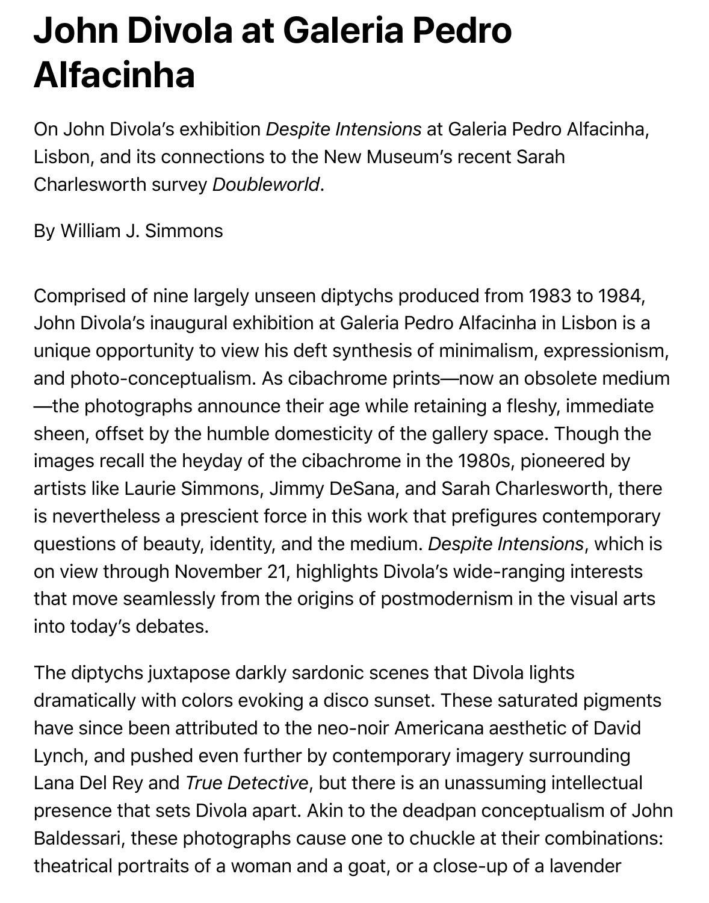# John Divola at Galeria Pedro Alfacinha

On John Divola's exhibition *Despite Intensions* at Galeria Pedro Alfacinha, Lisbon, and its connections to the New Museum's recent Sarah Charlesworth survey *Doubleworld*.

By William J. Simmons

Comprised of nine largely unseen diptychs produced from 1983 to 1984, John Divola's inaugural exhibition at Galeria Pedro Alfacinha in Lisbon is a unique opportunity to view his deft synthesis of minimalism, expressionism, and photo-conceptualism. As cibachrome prints—now an obsolete medium—the photographs announce their age while retaining a fleshy, immediate sheen, offset by the humble domesticity of the gallery space. Though the images recall the heyday of the cibachrome in the 1980s, pioneered by artists like Laurie Simmons, Jimmy DeSana, and Sarah Charlesworth, there is nevertheless a prescient force in this work that prefigures contemporary questions of beauty, identity, and the medium. *Despite Intensions*, which is on view through November 21, highlights Divola's wide-ranging interests that move seamlessly from the origins of postmodernism in the visual arts into today's debates.

The diptychs juxtapose darkly sardonic scenes that Divola lights dramatically with colors evoking a disco sunset. These saturated pigments have since been attributed to the neo-noir Americana aesthetic of David Lynch, and pushed even further by contemporary imagery surrounding Lana Del Rey and *True Detective*, but there is an unassuming intellectual presence that sets Divola apart. Akin to the deadpan conceptualism of John Baldessari, these photographs cause one to chuckle at their combinations: theatrical portraits of a woman and a goat, or a close-up of a lavender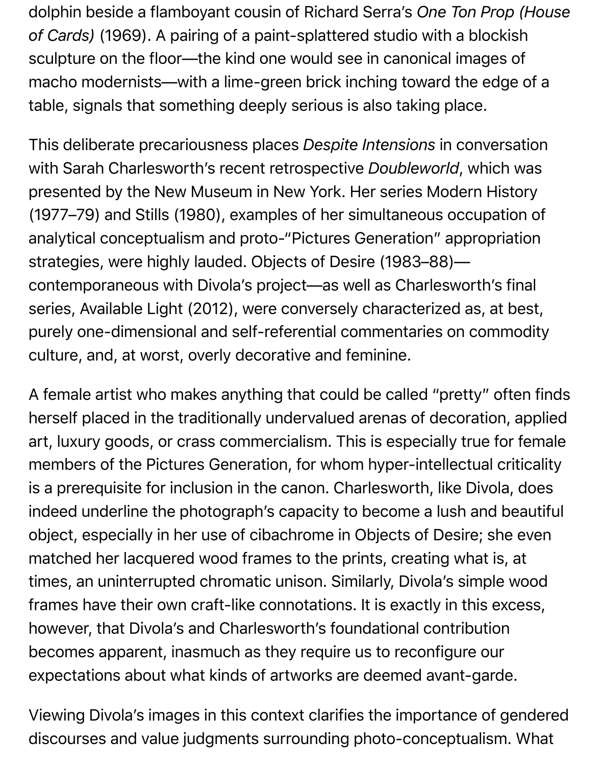dolphin beside a flamboyant cousin of Richard Serra's *One Ton Prop (House of Cards)* (1969). A pairing of a paint-splattered studio with a blockish sculpture on the floor—the kind one would see in canonical images of macho modernists—with a lime-green brick inching toward the edge of a table, signals that something deeply serious is also taking place.

This deliberate precariousness places *Despite Intensions* in conversation with Sarah Charlesworth's recent retrospective *Doubleworld*, which was presented by the New Museum in New York. Her series Modern History (1977–79) and Stills (1980), examples of her simultaneous occupation of analytical conceptualism and proto-"Pictures Generation" appropriation strategies, were highly lauded. Objects of Desire (1983–88)—contemporaneous with Divola's project—as well as Charlesworth's final series, Available Light (2012), were conversely characterized as, at best, purely one-dimensional and self-referential commentaries on commodity culture, and, at worst, overly decorative and feminine.

A female artist who makes anything that could be called "pretty" often finds herself placed in the traditionally undervalued arenas of decoration, applied art, luxury goods, or crass commercialism. This is especially true for female members of the Pictures Generation, for whom hyper-intellectual criticality is a prerequisite for inclusion in the canon. Charlesworth, like Divola, does indeed underline the photograph's capacity to become a lush and beautiful object, especially in her use of cibachrome in Objects of Desire; she even matched her lacquered wood frames to the prints, creating what is, at times, an uninterrupted chromatic unison. Similarly, Divola's simple wood frames have their own craft-like connotations. It is exactly in this excess, however, that Divola's and Charlesworth's foundational contribution becomes apparent, inasmuch as they require us to reconfigure our expectations about what kinds of artworks are deemed avant-garde.

Viewing Divola's images in this context clarifies the importance of gendered discourses and value judgments surrounding photo-conceptualism. What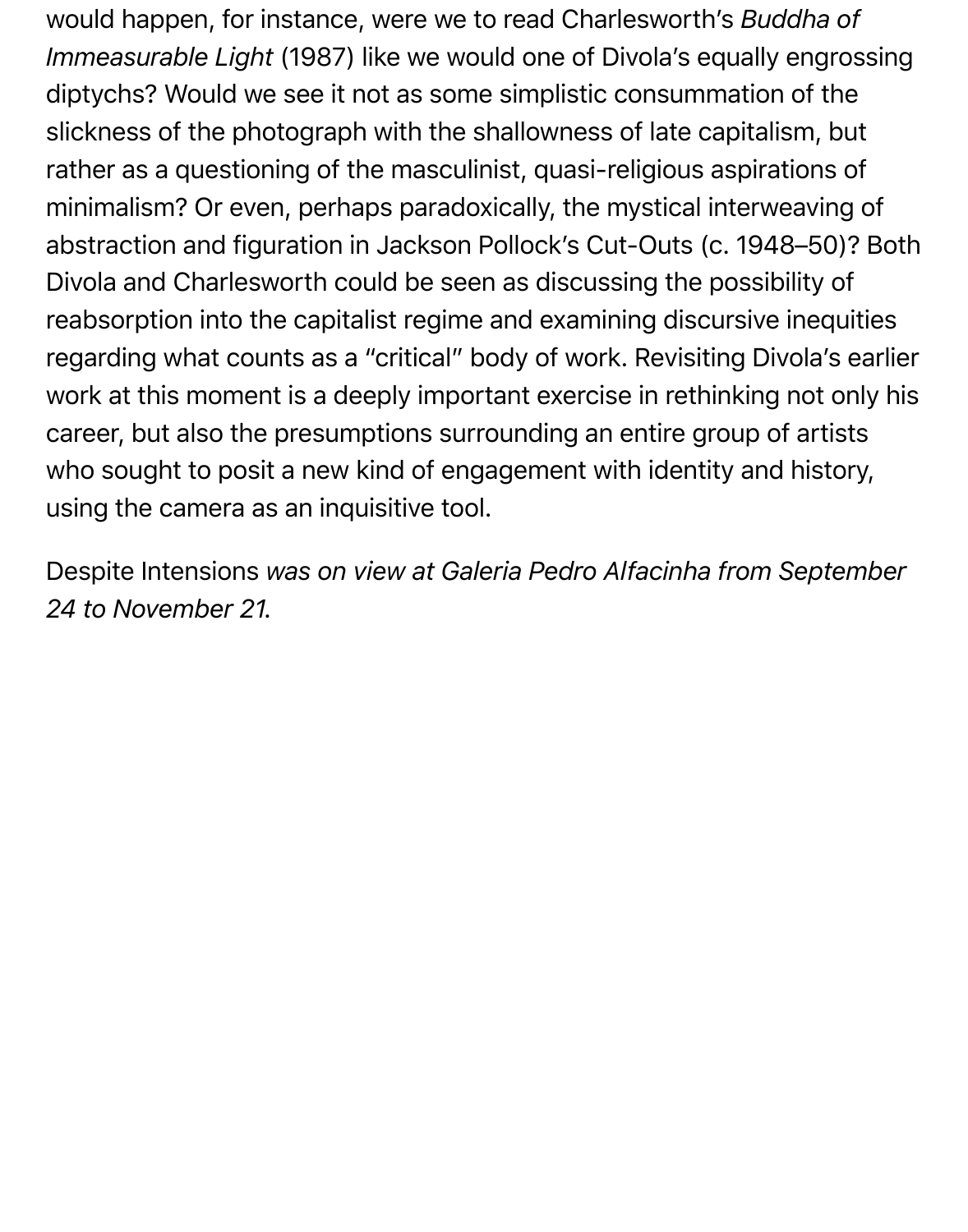would happen, for instance, were we to read Charlesworth's *Buddha of Immeasurable Light* (1987) like we would one of Divola's equally engrossing diptychs? Would we see it not as some simplistic consummation of the slickness of the photograph with the shallowness of late capitalism, but rather as a questioning of the masculinist, quasi-religious aspirations of minimalism? Or even, perhaps paradoxically, the mystical interweaving of abstraction and figuration in Jackson Pollock's Cut-Outs (c. 1948–50)? Both Divola and Charlesworth could be seen as discussing the possibility of reabsorption into the capitalist regime and examining discursive inequities regarding what counts as a "critical" body of work. Revisiting Divola's earlier work at this moment is a deeply important exercise in rethinking not only his career, but also the presumptions surrounding an entire group of artists who sought to posit a new kind of engagement with identity and history, using the camera as an inquisitive tool.

Despite Intensions *was on view at Galeria Pedro Alfacinha from September 24 to November 21.*